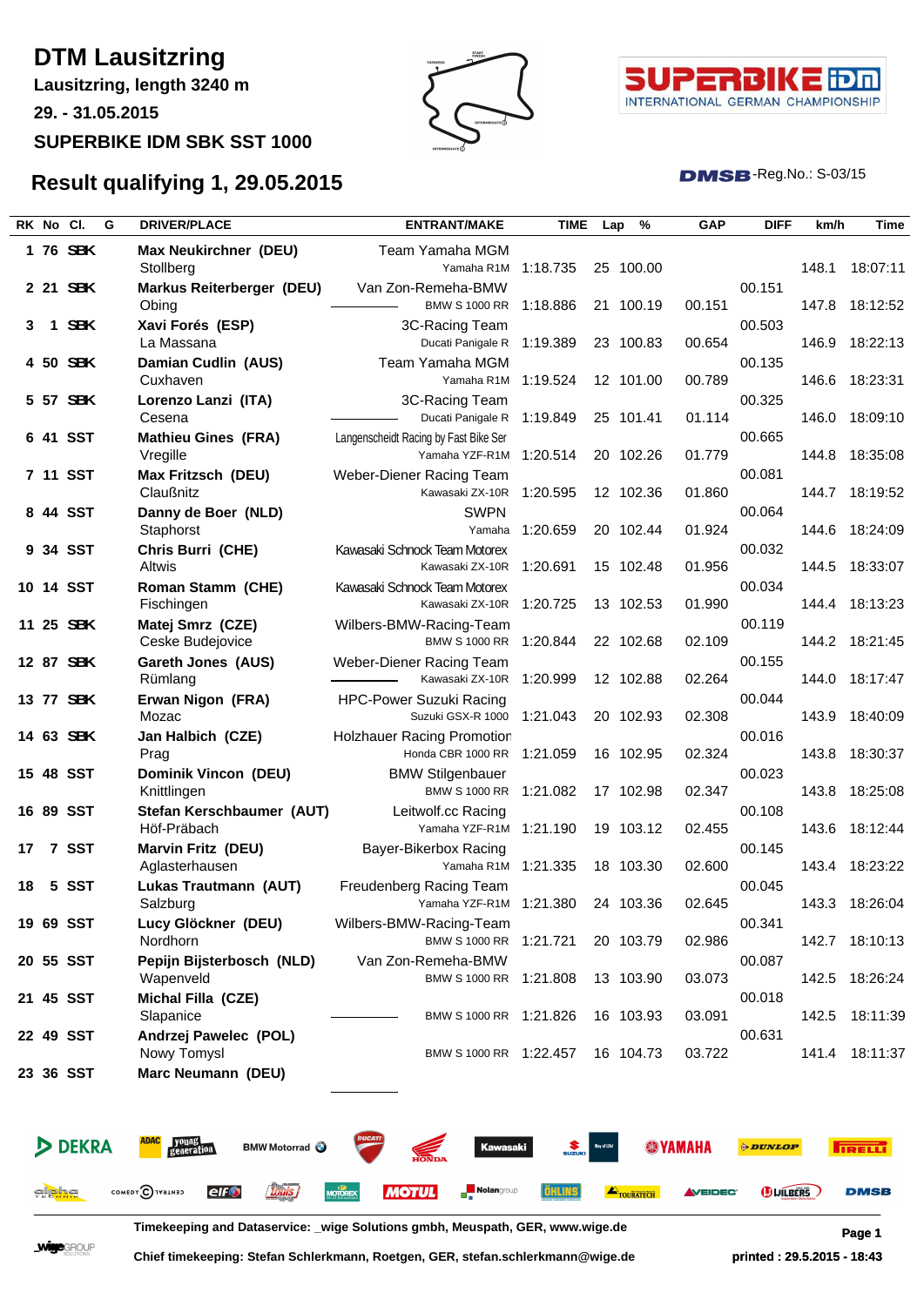# DTM Lausitzring

**Lausitzring, length 3240 m**

**29. - 31.05.2015**

**SUPERBIKE IDM SBK SST 1000**

## Result qualifying 1, 29.05.2015

DMSB-Reg.No.: S-03/15

| RK | No | Cl. | G | DRIVER/PLACE | ENTRANT/MAKE | TIME | Lap | % | GAP | DIFF | km/h | Time |
|---|---|---|---|---|---|---|---|---|---|---|---|---|
| 1 | 76 | SBK | | **Max Neukirchner (DEU)** Stollberg | Team Yamaha MGM Yamaha R1M | 1:18.735 | 25 | 100.00 | | | 148.1 | 18:07:11 |
| 2 | 21 | SBK | | **Markus Reiterberger (DEU)** Obing | Van Zon-Remeha-BMW BMW S 1000 RR | 1:18.886 | 21 | 100.19 | 00.151 | 00.151 | 147.8 | 18:12:52 |
| 3 | 1 | SBK | | **Xavi Forés (ESP)** La Massana | 3C-Racing Team Ducati Panigale R | 1:19.389 | 23 | 100.83 | 00.654 | 00.503 | 146.9 | 18:22:13 |
| 4 | 50 | SBK | | **Damian Cudlin (AUS)** Cuxhaven | Team Yamaha MGM Yamaha R1M | 1:19.524 | 12 | 101.00 | 00.789 | 00.135 | 146.6 | 18:23:31 |
| 5 | 57 | SBK | | **Lorenzo Lanzi (ITA)** Cesena | 3C-Racing Team Ducati Panigale R | 1:19.849 | 25 | 101.41 | 01.114 | 00.325 | 146.0 | 18:09:10 |
| 6 | 41 | SST | | **Mathieu Gines (FRA)** Vregille | Langenscheidt Racing by Fast Bike Ser Yamaha YZF-R1M | 1:20.514 | 20 | 102.26 | 01.779 | 00.665 | 144.8 | 18:35:08 |
| 7 | 11 | SST | | **Max Fritzsch (DEU)** Claußnitz | Weber-Diener Racing Team Kawasaki ZX-10R | 1:20.595 | 12 | 102.36 | 01.860 | 00.081 | 144.7 | 18:19:52 |
| 8 | 44 | SST | | **Danny de Boer (NLD)** Staphorst | SWPN Yamaha | 1:20.659 | 20 | 102.44 | 01.924 | 00.064 | 144.6 | 18:24:09 |
| 9 | 34 | SST | | **Chris Burri (CHE)** Altwis | Kawasaki Schnock Team Motorex Kawasaki ZX-10R | 1:20.691 | 15 | 102.48 | 01.956 | 00.032 | 144.5 | 18:33:07 |
| 10 | 14 | SST | | **Roman Stamm (CHE)** Fischingen | Kawasaki Schnock Team Motorex Kawasaki ZX-10R | 1:20.725 | 13 | 102.53 | 01.990 | 00.034 | 144.4 | 18:13:23 |
| 11 | 25 | SBK | | **Matej Smrz (CZE)** Ceske Budejovice | Wilbers-BMW-Racing-Team BMW S 1000 RR | 1:20.844 | 22 | 102.68 | 02.109 | 00.119 | 144.2 | 18:21:45 |
| 12 | 87 | SBK | | **Gareth Jones (AUS)** Rümlang | Weber-Diener Racing Team Kawasaki ZX-10R | 1:20.999 | 12 | 102.88 | 02.264 | 00.155 | 144.0 | 18:17:47 |
| 13 | 77 | SBK | | **Erwan Nigon (FRA)** Mozac | HPC-Power Suzuki Racing Suzuki GSX-R 1000 | 1:21.043 | 20 | 102.93 | 02.308 | 00.044 | 143.9 | 18:40:09 |
| 14 | 63 | SBK | | **Jan Halbich (CZE)** Prag | Holzhauer Racing Promotion Honda CBR 1000 RR | 1:21.059 | 16 | 102.95 | 02.324 | 00.016 | 143.8 | 18:30:37 |
| 15 | 48 | SST | | **Dominik Vincon (DEU)** Knittlingen | BMW Stilgenbauer BMW S 1000 RR | 1:21.082 | 17 | 102.98 | 02.347 | 00.023 | 143.8 | 18:25:08 |
| 16 | 89 | SST | | **Stefan Kerschbaumer (AUT)** Höf-Präbach | Leitwolf.cc Racing Yamaha YZF-R1M | 1:21.190 | 19 | 103.12 | 02.455 | 00.108 | 143.6 | 18:12:44 |
| 17 | 7 | SST | | **Marvin Fritz (DEU)** Aglasterhausen | Bayer-Bikerbox Racing Yamaha R1M | 1:21.335 | 18 | 103.30 | 02.600 | 00.145 | 143.4 | 18:23:22 |
| 18 | 5 | SST | | **Lukas Trautmann (AUT)** Salzburg | Freudenberg Racing Team Yamaha YZF-R1M | 1:21.380 | 24 | 103.36 | 02.645 | 00.045 | 143.3 | 18:26:04 |
| 19 | 69 | SST | | **Lucy Glöckner (DEU)** Nordhorn | Wilbers-BMW-Racing-Team BMW S 1000 RR | 1:21.721 | 20 | 103.79 | 02.986 | 00.341 | 142.7 | 18:10:13 |
| 20 | 55 | SST | | **Pepijn Bijsterbosch (NLD)** Wapenveld | Van Zon-Remeha-BMW BMW S 1000 RR | 1:21.808 | 13 | 103.90 | 03.073 | 00.087 | 142.5 | 18:26:24 |
| 21 | 45 | SST | | **Michal Filla (CZE)** Slapanice | BMW S 1000 RR | 1:21.826 | 16 | 103.93 | 03.091 | 00.018 | 142.5 | 18:11:39 |
| 22 | 49 | SST | | **Andrzej Pawelec (POL)** Nowy Tomysl | BMW S 1000 RR | 1:22.457 | 16 | 104.73 | 03.722 | 00.631 | 141.4 | 18:11:37 |
| 23 | 36 | SST | | **Marc Neumann (DEU)** | | | | | | | | |

Timekeeping and Dataservice: _wige Solutions gmbh, Meuspath, GER, www.wige.de

Chief timekeeping: Stefan Schlerkmann, Roetgen, GER, stefan.schlerkmann@wige.de

printed : 29.5.2015 - 18:43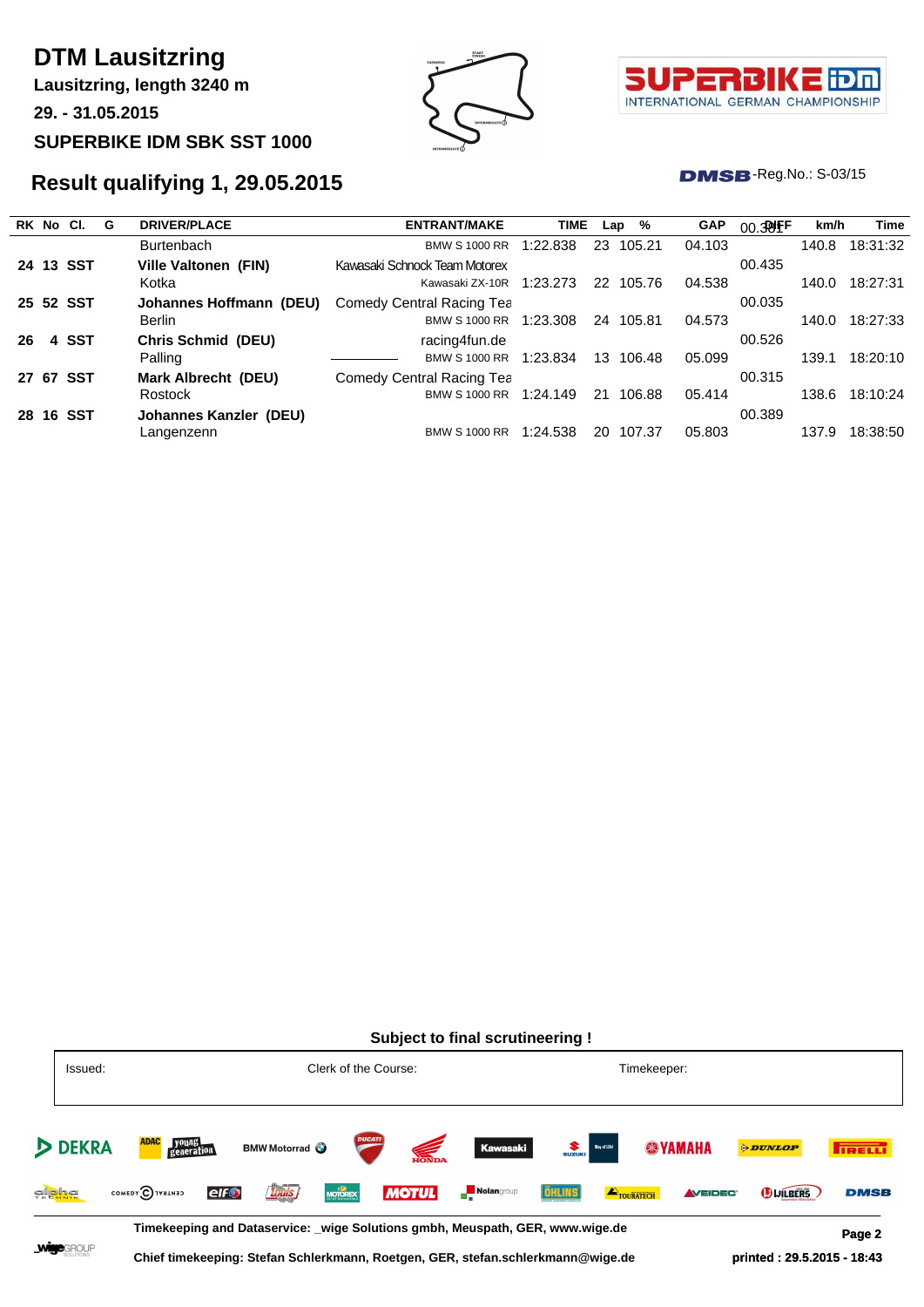# DTM Lausitzring

**Lausitzring, length 3240 m**

**29. - 31.05.2015**

**SUPERBIKE IDM SBK SST 1000**

## Result qualifying 1, 29.05.2015

DMSB-Reg.No.: S-03/15

| RK | No | Cl. | G | DRIVER/PLACE | ENTRANT/MAKE | TIME | Lap | % | GAP | DIFF | km/h | Time |
|---|---|---|---|---|---|---|---|---|---|---|---|---|
| | | | | Burtenbach | BMW S 1000 RR | 1:22.838 | 23 | 105.21 | 04.103 | 00.381 | 140.8 | 18:31:32 |
| 24 | 13 | SST | | **Ville Valtonen (FIN)** | Kawasaki Schnock Team Motorex | | | | | 00.435 | | |
| | | | | Kotka | Kawasaki ZX-10R | 1:23.273 | 22 | 105.76 | 04.538 | | 140.0 | 18:27:31 |
| 25 | 52 | SST | | **Johannes Hoffmann (DEU)** | Comedy Central Racing Tea | | | | | 00.035 | | |
| | | | | Berlin | BMW S 1000 RR | 1:23.308 | 24 | 105.81 | 04.573 | | 140.0 | 18:27:33 |
| 26 | 4 | SST | | **Chris Schmid (DEU)** | racing4fun.de | | | | | 00.526 | | |
| | | | | Palling | BMW S 1000 RR | 1:23.834 | 13 | 106.48 | 05.099 | | 139.1 | 18:20:10 |
| 27 | 67 | SST | | **Mark Albrecht (DEU)** | Comedy Central Racing Tea | | | | | 00.315 | | |
| | | | | Rostock | BMW S 1000 RR | 1:24.149 | 21 | 106.88 | 05.414 | | 138.6 | 18:10:24 |
| 28 | 16 | SST | | **Johannes Kanzler (DEU)** | | | | | | 00.389 | | |
| | | | | Langenzenn | BMW S 1000 RR | 1:24.538 | 20 | 107.37 | 05.803 | | 137.9 | 18:38:50 |

**Subject to final scrutineering !**

Issued: | Clerk of the Course: | Timekeeper:

**Timekeeping and Dataservice: _wige Solutions gmbh, Meuspath, GER, www.wige.de**

**Chief timekeeping: Stefan Schlerkmann, Roetgen, GER, stefan.schlerkmann@wige.de**

**printed : 29.5.2015 - 18:43**